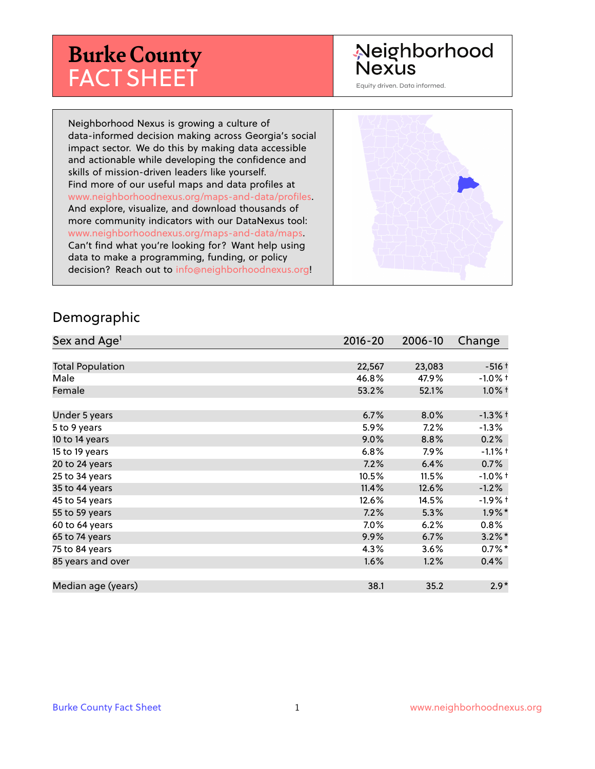# Burke County FACT SHEET

Neighborhood Nexus

Equity driven. Data informed.

Neighborhood Nexus is growing a culture of data-informed decision making across Georgia's social impact sector. We do this by making data accessible and actionable while developing the confidence and skills of mission-driven leaders like yourself. Find more of our useful maps and data profiles at www.neighborhoodnexus.org/maps-and-data/profiles. And explore, visualize, and download thousands of more community indicators with our DataNexus tool: www.neighborhoodnexus.org/maps-and-data/maps. Can't find what you're looking for? Want help using data to make a programming, funding, or policy decision? Reach out to info@neighborhoodnexus.org!

## Demographic

| Sex and Age[1] | 2016-20 | 2006-10 | Change |
|---|---|---|---|
| Total Population | 22,567 | 23,083 | -516 † |
| Male | 46.8% | 47.9% | -1.0% † |
| Female | 53.2% | 52.1% | 1.0% † |
| | | | |
| Under 5 years | 6.7% | 8.0% | -1.3% † |
| 5 to 9 years | 5.9% | 7.2% | -1.3% |
| 10 to 14 years | 9.0% | 8.8% | 0.2% |
| 15 to 19 years | 6.8% | 7.9% | -1.1% † |
| 20 to 24 years | 7.2% | 6.4% | 0.7% |
| 25 to 34 years | 10.5% | 11.5% | -1.0% † |
| 35 to 44 years | 11.4% | 12.6% | -1.2% |
| 45 to 54 years | 12.6% | 14.5% | -1.9% † |
| 55 to 59 years | 7.2% | 5.3% | 1.9% * |
| 60 to 64 years | 7.0% | 6.2% | 0.8% |
| 65 to 74 years | 9.9% | 6.7% | 3.2% * |
| 75 to 84 years | 4.3% | 3.6% | 0.7% * |
| 85 years and over | 1.6% | 1.2% | 0.4% |
| | | | |
| Median age (years) | 38.1 | 35.2 | 2.9 * |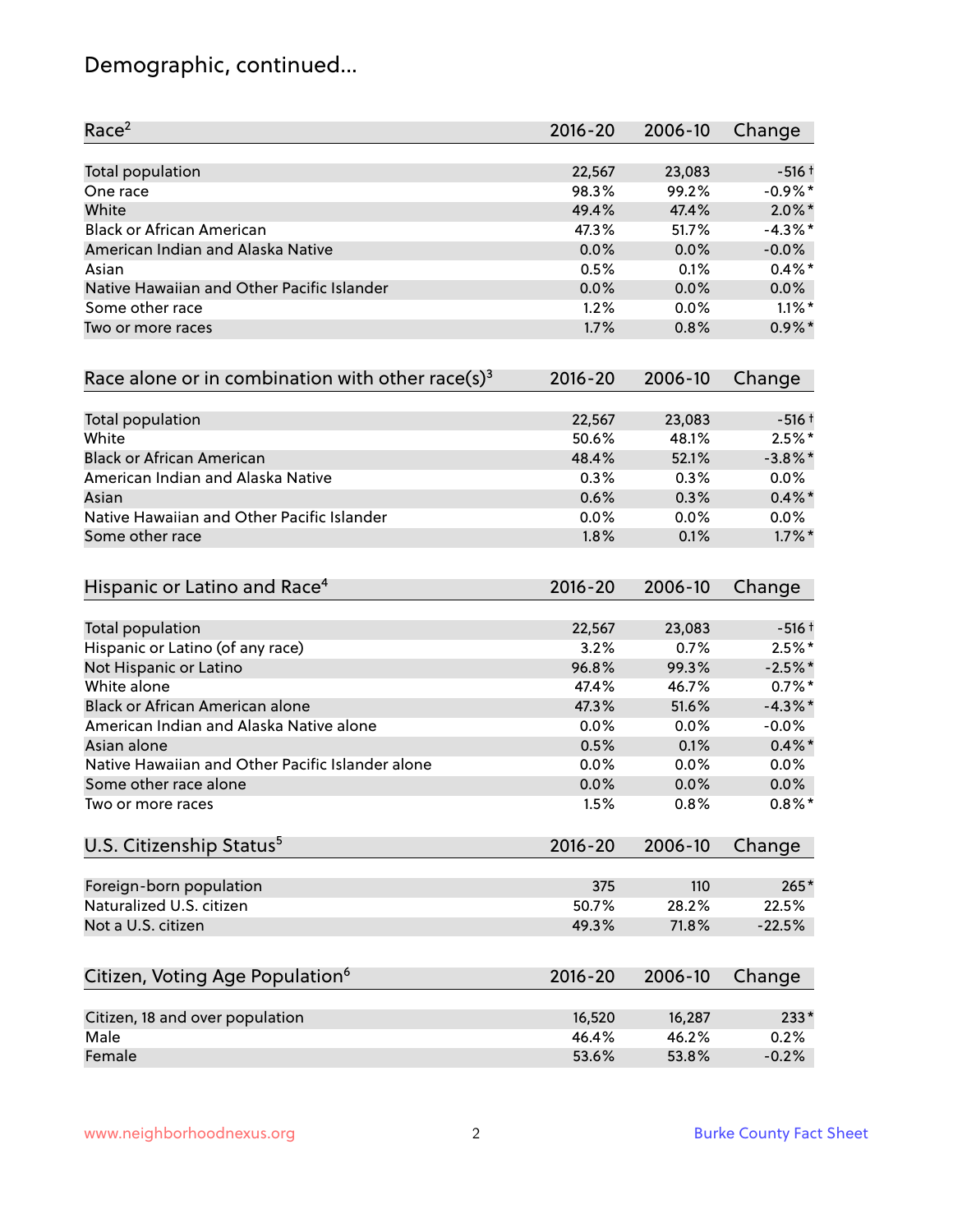# Demographic, continued...

| Race[2] | 2016-20 | 2006-10 | Change |
|---|---|---|---|
| Total population | 22,567 | 23,083 | -516 † |
| One race | 98.3% | 99.2% | -0.9% * |
| White | 49.4% | 47.4% | 2.0% * |
| Black or African American | 47.3% | 51.7% | -4.3% * |
| American Indian and Alaska Native | 0.0% | 0.0% | -0.0% |
| Asian | 0.5% | 0.1% | 0.4% * |
| Native Hawaiian and Other Pacific Islander | 0.0% | 0.0% | 0.0% |
| Some other race | 1.2% | 0.0% | 1.1% * |
| Two or more races | 1.7% | 0.8% | 0.9% * |

| Race alone or in combination with other race(s)[3] | 2016-20 | 2006-10 | Change |
|---|---|---|---|
| Total population | 22,567 | 23,083 | -516 † |
| White | 50.6% | 48.1% | 2.5% * |
| Black or African American | 48.4% | 52.1% | -3.8% * |
| American Indian and Alaska Native | 0.3% | 0.3% | 0.0% |
| Asian | 0.6% | 0.3% | 0.4% * |
| Native Hawaiian and Other Pacific Islander | 0.0% | 0.0% | 0.0% |
| Some other race | 1.8% | 0.1% | 1.7% * |

| Hispanic or Latino and Race[4] | 2016-20 | 2006-10 | Change |
|---|---|---|---|
| Total population | 22,567 | 23,083 | -516 † |
| Hispanic or Latino (of any race) | 3.2% | 0.7% | 2.5% * |
| Not Hispanic or Latino | 96.8% | 99.3% | -2.5% * |
| White alone | 47.4% | 46.7% | 0.7% * |
| Black or African American alone | 47.3% | 51.6% | -4.3% * |
| American Indian and Alaska Native alone | 0.0% | 0.0% | -0.0% |
| Asian alone | 0.5% | 0.1% | 0.4% * |
| Native Hawaiian and Other Pacific Islander alone | 0.0% | 0.0% | 0.0% |
| Some other race alone | 0.0% | 0.0% | 0.0% |
| Two or more races | 1.5% | 0.8% | 0.8% * |

| U.S. Citizenship Status[5] | 2016-20 | 2006-10 | Change |
|---|---|---|---|
| Foreign-born population | 375 | 110 | 265 * |
| Naturalized U.S. citizen | 50.7% | 28.2% | 22.5% |
| Not a U.S. citizen | 49.3% | 71.8% | -22.5% |

| Citizen, Voting Age Population[6] | 2016-20 | 2006-10 | Change |
|---|---|---|---|
| Citizen, 18 and over population | 16,520 | 16,287 | 233 * |
| Male | 46.4% | 46.2% | 0.2% |
| Female | 53.6% | 53.8% | -0.2% |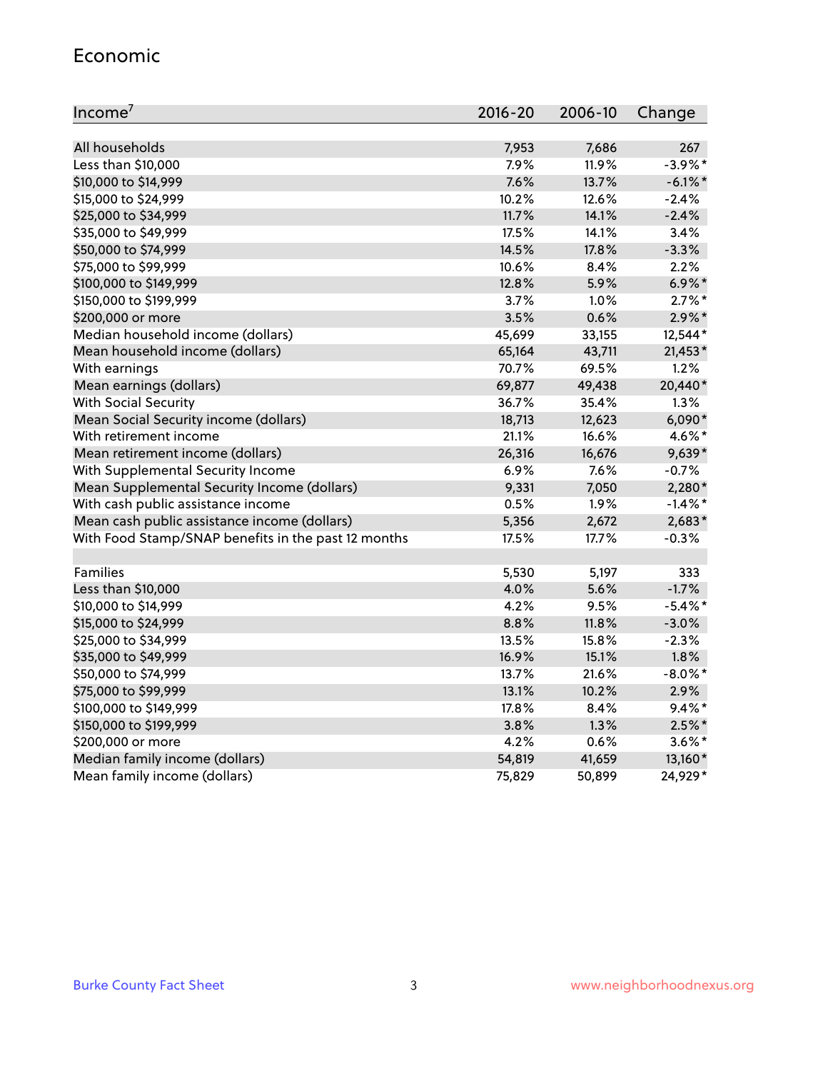## Economic

| Income[7] | 2016-20 | 2006-10 | Change |
|---|---|---|---|
| All households | 7,953 | 7,686 | 267 |
| Less than $10,000 | 7.9% | 11.9% | -3.9%* |
| $10,000 to $14,999 | 7.6% | 13.7% | -6.1%* |
| $15,000 to $24,999 | 10.2% | 12.6% | -2.4% |
| $25,000 to $34,999 | 11.7% | 14.1% | -2.4% |
| $35,000 to $49,999 | 17.5% | 14.1% | 3.4% |
| $50,000 to $74,999 | 14.5% | 17.8% | -3.3% |
| $75,000 to $99,999 | 10.6% | 8.4% | 2.2% |
| $100,000 to $149,999 | 12.8% | 5.9% | 6.9%* |
| $150,000 to $199,999 | 3.7% | 1.0% | 2.7%* |
| $200,000 or more | 3.5% | 0.6% | 2.9%* |
| Median household income (dollars) | 45,699 | 33,155 | 12,544* |
| Mean household income (dollars) | 65,164 | 43,711 | 21,453* |
| With earnings | 70.7% | 69.5% | 1.2% |
| Mean earnings (dollars) | 69,877 | 49,438 | 20,440* |
| With Social Security | 36.7% | 35.4% | 1.3% |
| Mean Social Security income (dollars) | 18,713 | 12,623 | 6,090* |
| With retirement income | 21.1% | 16.6% | 4.6%* |
| Mean retirement income (dollars) | 26,316 | 16,676 | 9,639* |
| With Supplemental Security Income | 6.9% | 7.6% | -0.7% |
| Mean Supplemental Security Income (dollars) | 9,331 | 7,050 | 2,280* |
| With cash public assistance income | 0.5% | 1.9% | -1.4%* |
| Mean cash public assistance income (dollars) | 5,356 | 2,672 | 2,683* |
| With Food Stamp/SNAP benefits in the past 12 months | 17.5% | 17.7% | -0.3% |
| | | | |
| Families | 5,530 | 5,197 | 333 |
| Less than $10,000 | 4.0% | 5.6% | -1.7% |
| $10,000 to $14,999 | 4.2% | 9.5% | -5.4%* |
| $15,000 to $24,999 | 8.8% | 11.8% | -3.0% |
| $25,000 to $34,999 | 13.5% | 15.8% | -2.3% |
| $35,000 to $49,999 | 16.9% | 15.1% | 1.8% |
| $50,000 to $74,999 | 13.7% | 21.6% | -8.0%* |
| $75,000 to $99,999 | 13.1% | 10.2% | 2.9% |
| $100,000 to $149,999 | 17.8% | 8.4% | 9.4%* |
| $150,000 to $199,999 | 3.8% | 1.3% | 2.5%* |
| $200,000 or more | 4.2% | 0.6% | 3.6%* |
| Median family income (dollars) | 54,819 | 41,659 | 13,160* |
| Mean family income (dollars) | 75,829 | 50,899 | 24,929* |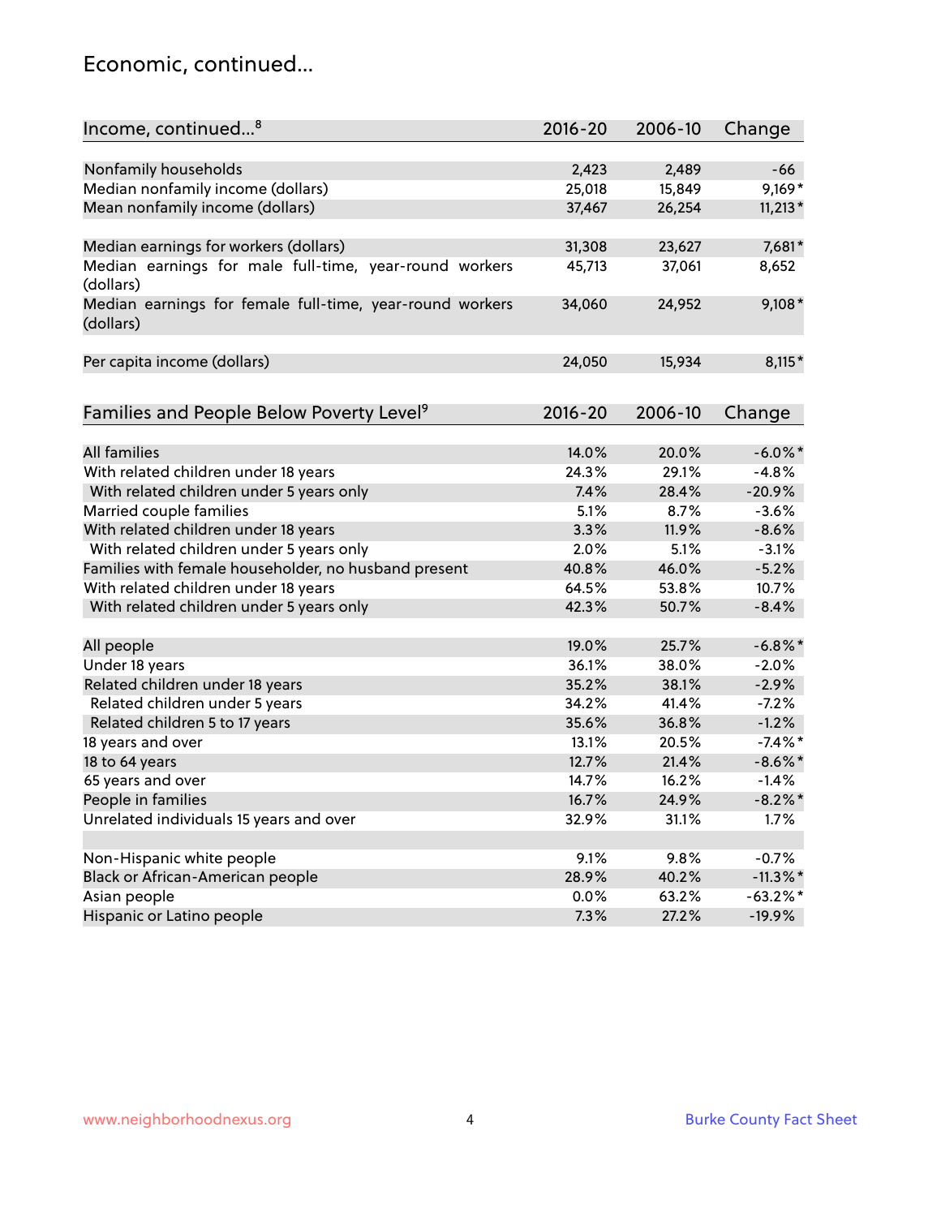# Economic, continued...

| Income, continued...[8] | 2016-20 | 2006-10 | Change |
|---|---|---|---|
| Nonfamily households | 2,423 | 2,489 | -66 |
| Median nonfamily income (dollars) | 25,018 | 15,849 | 9,169* |
| Mean nonfamily income (dollars) | 37,467 | 26,254 | 11,213* |
| Median earnings for workers (dollars) | 31,308 | 23,627 | 7,681* |
| Median earnings for male full-time, year-round workers (dollars) | 45,713 | 37,061 | 8,652 |
| Median earnings for female full-time, year-round workers (dollars) | 34,060 | 24,952 | 9,108* |
| Per capita income (dollars) | 24,050 | 15,934 | 8,115* |

| Families and People Below Poverty Level[9] | 2016-20 | 2006-10 | Change |
|---|---|---|---|
| All families | 14.0% | 20.0% | -6.0%* |
| With related children under 18 years | 24.3% | 29.1% | -4.8% |
| With related children under 5 years only | 7.4% | 28.4% | -20.9% |
| Married couple families | 5.1% | 8.7% | -3.6% |
| With related children under 18 years | 3.3% | 11.9% | -8.6% |
| With related children under 5 years only | 2.0% | 5.1% | -3.1% |
| Families with female householder, no husband present | 40.8% | 46.0% | -5.2% |
| With related children under 18 years | 64.5% | 53.8% | 10.7% |
| With related children under 5 years only | 42.3% | 50.7% | -8.4% |
| All people | 19.0% | 25.7% | -6.8%* |
| Under 18 years | 36.1% | 38.0% | -2.0% |
| Related children under 18 years | 35.2% | 38.1% | -2.9% |
| Related children under 5 years | 34.2% | 41.4% | -7.2% |
| Related children 5 to 17 years | 35.6% | 36.8% | -1.2% |
| 18 years and over | 13.1% | 20.5% | -7.4%* |
| 18 to 64 years | 12.7% | 21.4% | -8.6%* |
| 65 years and over | 14.7% | 16.2% | -1.4% |
| People in families | 16.7% | 24.9% | -8.2%* |
| Unrelated individuals 15 years and over | 32.9% | 31.1% | 1.7% |
| Non-Hispanic white people | 9.1% | 9.8% | -0.7% |
| Black or African-American people | 28.9% | 40.2% | -11.3%* |
| Asian people | 0.0% | 63.2% | -63.2%* |
| Hispanic or Latino people | 7.3% | 27.2% | -19.9% |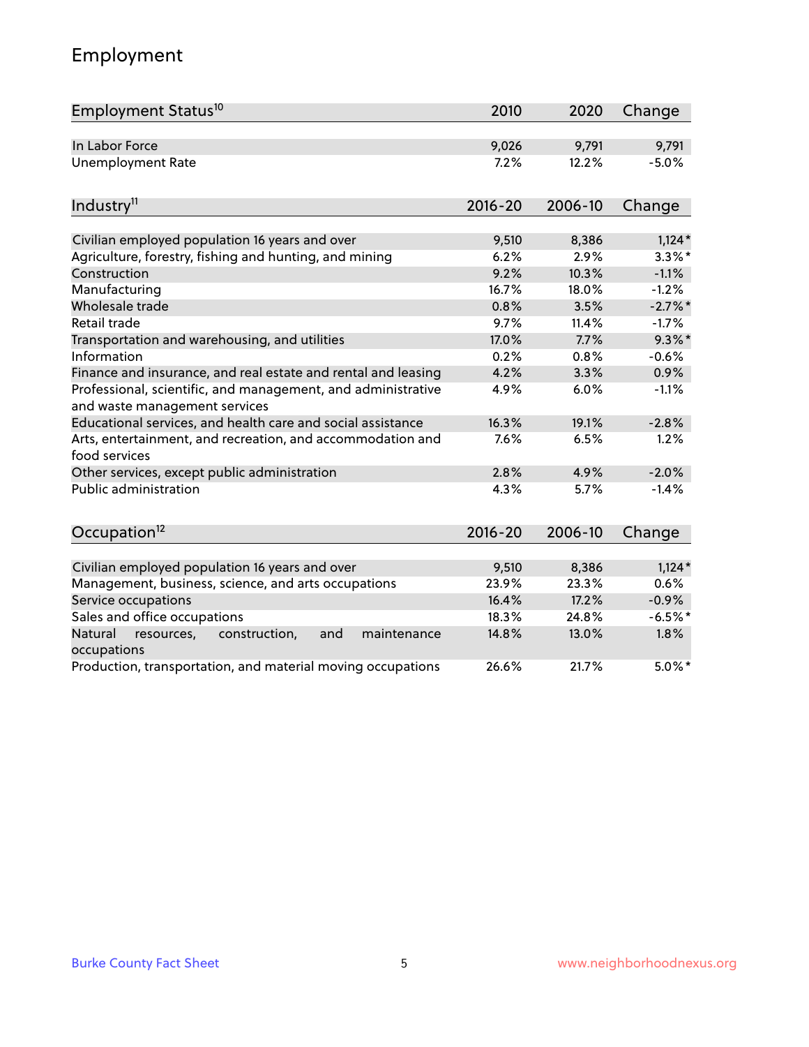## Employment

| Employment Status[10] | 2010 | 2020 | Change |
|---|---|---|---|
| In Labor Force | 9,026 | 9,791 | 9,791 |
| Unemployment Rate | 7.2% | 12.2% | -5.0% |

| Industry[11] | 2016-20 | 2006-10 | Change |
|---|---|---|---|
| Civilian employed population 16 years and over | 9,510 | 8,386 | 1,124* |
| Agriculture, forestry, fishing and hunting, and mining | 6.2% | 2.9% | 3.3%* |
| Construction | 9.2% | 10.3% | -1.1% |
| Manufacturing | 16.7% | 18.0% | -1.2% |
| Wholesale trade | 0.8% | 3.5% | -2.7%* |
| Retail trade | 9.7% | 11.4% | -1.7% |
| Transportation and warehousing, and utilities | 17.0% | 7.7% | 9.3%* |
| Information | 0.2% | 0.8% | -0.6% |
| Finance and insurance, and real estate and rental and leasing | 4.2% | 3.3% | 0.9% |
| Professional, scientific, and management, and administrative and waste management services | 4.9% | 6.0% | -1.1% |
| Educational services, and health care and social assistance | 16.3% | 19.1% | -2.8% |
| Arts, entertainment, and recreation, and accommodation and food services | 7.6% | 6.5% | 1.2% |
| Other services, except public administration | 2.8% | 4.9% | -2.0% |
| Public administration | 4.3% | 5.7% | -1.4% |

| Occupation[12] | 2016-20 | 2006-10 | Change |
|---|---|---|---|
| Civilian employed population 16 years and over | 9,510 | 8,386 | 1,124* |
| Management, business, science, and arts occupations | 23.9% | 23.3% | 0.6% |
| Service occupations | 16.4% | 17.2% | -0.9% |
| Sales and office occupations | 18.3% | 24.8% | -6.5%* |
| Natural resources, construction, and maintenance occupations | 14.8% | 13.0% | 1.8% |
| Production, transportation, and material moving occupations | 26.6% | 21.7% | 5.0%* |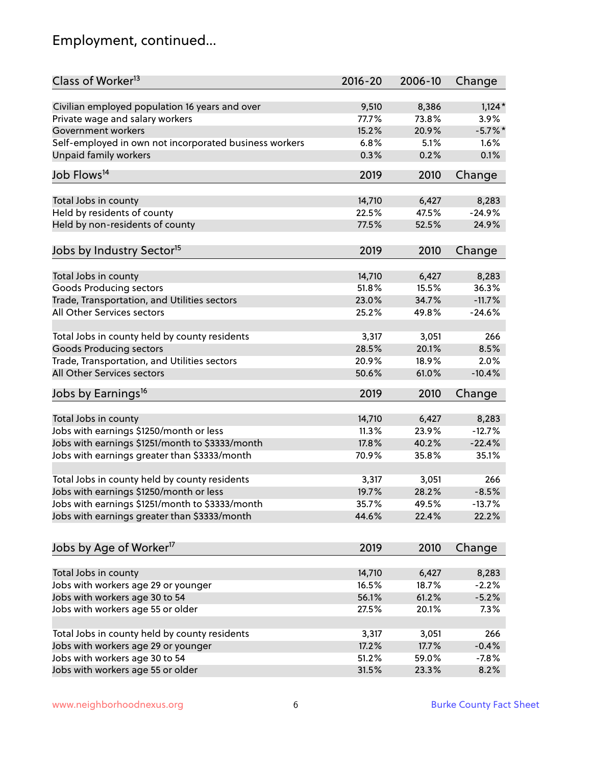# Employment, continued...

| Class of Worker[13] | 2016-20 | 2006-10 | Change |
|---|---|---|---|
| Civilian employed population 16 years and over | 9,510 | 8,386 | 1,124* |
| Private wage and salary workers | 77.7% | 73.8% | 3.9% |
| Government workers | 15.2% | 20.9% | -5.7%* |
| Self-employed in own not incorporated business workers | 6.8% | 5.1% | 1.6% |
| Unpaid family workers | 0.3% | 0.2% | 0.1% |

| Job Flows[14] | 2019 | 2010 | Change |
|---|---|---|---|
| Total Jobs in county | 14,710 | 6,427 | 8,283 |
| Held by residents of county | 22.5% | 47.5% | -24.9% |
| Held by non-residents of county | 77.5% | 52.5% | 24.9% |

| Jobs by Industry Sector[15] | 2019 | 2010 | Change |
|---|---|---|---|
| Total Jobs in county | 14,710 | 6,427 | 8,283 |
| Goods Producing sectors | 51.8% | 15.5% | 36.3% |
| Trade, Transportation, and Utilities sectors | 23.0% | 34.7% | -11.7% |
| All Other Services sectors | 25.2% | 49.8% | -24.6% |
| | | | |
| Total Jobs in county held by county residents | 3,317 | 3,051 | 266 |
| Goods Producing sectors | 28.5% | 20.1% | 8.5% |
| Trade, Transportation, and Utilities sectors | 20.9% | 18.9% | 2.0% |
| All Other Services sectors | 50.6% | 61.0% | -10.4% |

| Jobs by Earnings[16] | 2019 | 2010 | Change |
|---|---|---|---|
| Total Jobs in county | 14,710 | 6,427 | 8,283 |
| Jobs with earnings $1250/month or less | 11.3% | 23.9% | -12.7% |
| Jobs with earnings $1251/month to $3333/month | 17.8% | 40.2% | -22.4% |
| Jobs with earnings greater than $3333/month | 70.9% | 35.8% | 35.1% |
| | | | |
| Total Jobs in county held by county residents | 3,317 | 3,051 | 266 |
| Jobs with earnings $1250/month or less | 19.7% | 28.2% | -8.5% |
| Jobs with earnings $1251/month to $3333/month | 35.7% | 49.5% | -13.7% |
| Jobs with earnings greater than $3333/month | 44.6% | 22.4% | 22.2% |

| Jobs by Age of Worker[17] | 2019 | 2010 | Change |
|---|---|---|---|
| Total Jobs in county | 14,710 | 6,427 | 8,283 |
| Jobs with workers age 29 or younger | 16.5% | 18.7% | -2.2% |
| Jobs with workers age 30 to 54 | 56.1% | 61.2% | -5.2% |
| Jobs with workers age 55 or older | 27.5% | 20.1% | 7.3% |
| | | | |
| Total Jobs in county held by county residents | 3,317 | 3,051 | 266 |
| Jobs with workers age 29 or younger | 17.2% | 17.7% | -0.4% |
| Jobs with workers age 30 to 54 | 51.2% | 59.0% | -7.8% |
| Jobs with workers age 55 or older | 31.5% | 23.3% | 8.2% |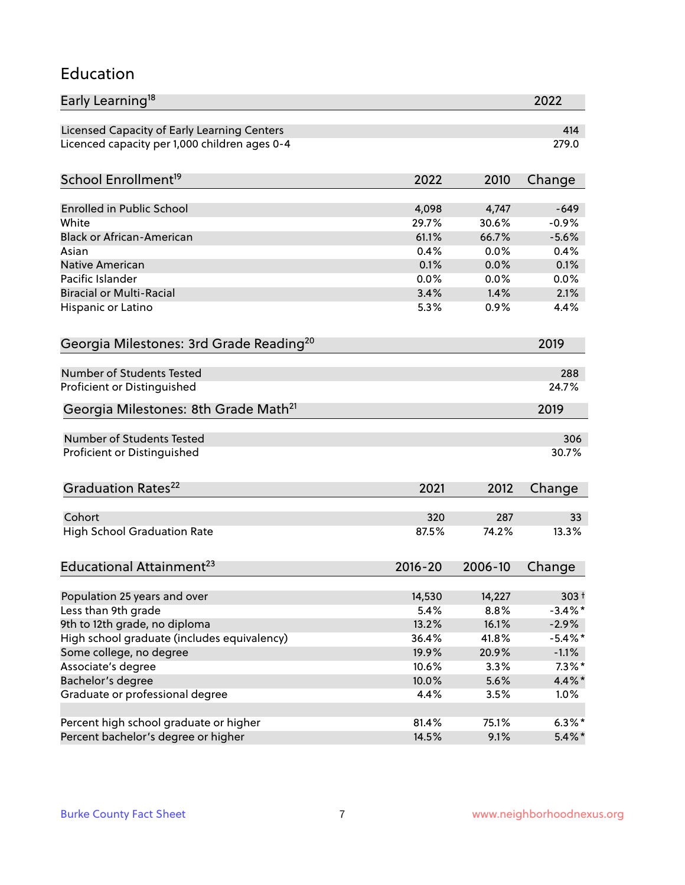## Education

| Early Learning[18] | 2022 |
|---|---|
| Licensed Capacity of Early Learning Centers | 414 |
| Licenced capacity per 1,000 children ages 0-4 | 279.0 |

| School Enrollment[19] | 2022 | 2010 | Change |
|---|---|---|---|
| Enrolled in Public School | 4,098 | 4,747 | -649 |
| White | 29.7% | 30.6% | -0.9% |
| Black or African-American | 61.1% | 66.7% | -5.6% |
| Asian | 0.4% | 0.0% | 0.4% |
| Native American | 0.1% | 0.0% | 0.1% |
| Pacific Islander | 0.0% | 0.0% | 0.0% |
| Biracial or Multi-Racial | 3.4% | 1.4% | 2.1% |
| Hispanic or Latino | 5.3% | 0.9% | 4.4% |

| Georgia Milestones: 3rd Grade Reading[20] | 2019 |
|---|---|
| Number of Students Tested | 288 |
| Proficient or Distinguished | 24.7% |

| Georgia Milestones: 8th Grade Math[21] | 2019 |
|---|---|
| Number of Students Tested | 306 |
| Proficient or Distinguished | 30.7% |

| Graduation Rates[22] | 2021 | 2012 | Change |
|---|---|---|---|
| Cohort | 320 | 287 | 33 |
| High School Graduation Rate | 87.5% | 74.2% | 13.3% |

| Educational Attainment[23] | 2016-20 | 2006-10 | Change |
|---|---|---|---|
| Population 25 years and over | 14,530 | 14,227 | 303 † |
| Less than 9th grade | 5.4% | 8.8% | -3.4% * |
| 9th to 12th grade, no diploma | 13.2% | 16.1% | -2.9% |
| High school graduate (includes equivalency) | 36.4% | 41.8% | -5.4% * |
| Some college, no degree | 19.9% | 20.9% | -1.1% |
| Associate's degree | 10.6% | 3.3% | 7.3% * |
| Bachelor's degree | 10.0% | 5.6% | 4.4% * |
| Graduate or professional degree | 4.4% | 3.5% | 1.0% |
| | | | |
| Percent high school graduate or higher | 81.4% | 75.1% | 6.3% * |
| Percent bachelor's degree or higher | 14.5% | 9.1% | 5.4% * |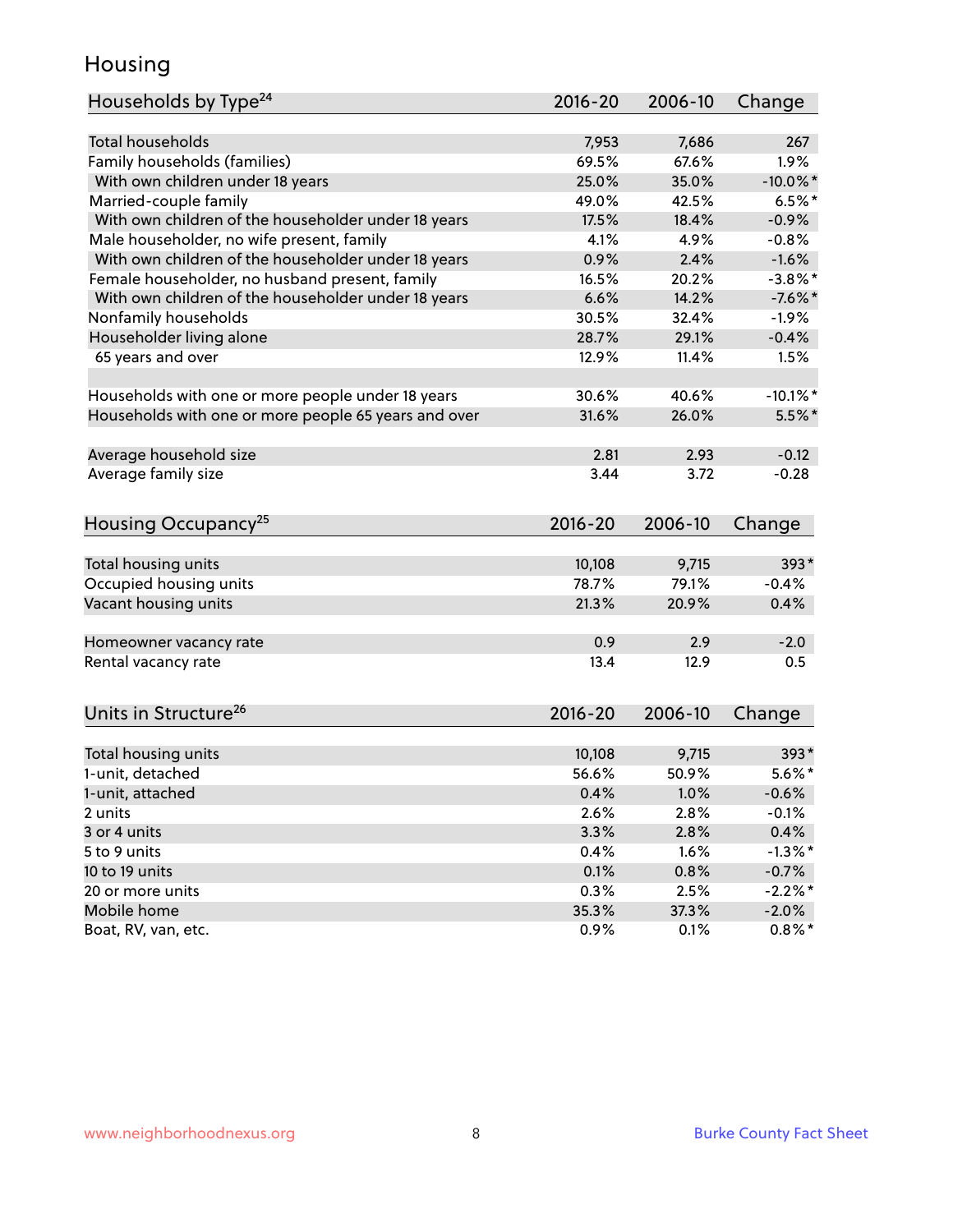# Housing

| Households by Type[24] | 2016-20 | 2006-10 | Change |
|---|---|---|---|
| Total households | 7,953 | 7,686 | 267 |
| Family households (families) | 69.5% | 67.6% | 1.9% |
| With own children under 18 years | 25.0% | 35.0% | -10.0%* |
| Married-couple family | 49.0% | 42.5% | 6.5%* |
| With own children of the householder under 18 years | 17.5% | 18.4% | -0.9% |
| Male householder, no wife present, family | 4.1% | 4.9% | -0.8% |
| With own children of the householder under 18 years | 0.9% | 2.4% | -1.6% |
| Female householder, no husband present, family | 16.5% | 20.2% | -3.8%* |
| With own children of the householder under 18 years | 6.6% | 14.2% | -7.6%* |
| Nonfamily households | 30.5% | 32.4% | -1.9% |
| Householder living alone | 28.7% | 29.1% | -0.4% |
| 65 years and over | 12.9% | 11.4% | 1.5% |
| Households with one or more people under 18 years | 30.6% | 40.6% | -10.1%* |
| Households with one or more people 65 years and over | 31.6% | 26.0% | 5.5%* |
| Average household size | 2.81 | 2.93 | -0.12 |
| Average family size | 3.44 | 3.72 | -0.28 |

| Housing Occupancy[25] | 2016-20 | 2006-10 | Change |
|---|---|---|---|
| Total housing units | 10,108 | 9,715 | 393* |
| Occupied housing units | 78.7% | 79.1% | -0.4% |
| Vacant housing units | 21.3% | 20.9% | 0.4% |
| Homeowner vacancy rate | 0.9 | 2.9 | -2.0 |
| Rental vacancy rate | 13.4 | 12.9 | 0.5 |

| Units in Structure[26] | 2016-20 | 2006-10 | Change |
|---|---|---|---|
| Total housing units | 10,108 | 9,715 | 393* |
| 1-unit, detached | 56.6% | 50.9% | 5.6%* |
| 1-unit, attached | 0.4% | 1.0% | -0.6% |
| 2 units | 2.6% | 2.8% | -0.1% |
| 3 or 4 units | 3.3% | 2.8% | 0.4% |
| 5 to 9 units | 0.4% | 1.6% | -1.3%* |
| 10 to 19 units | 0.1% | 0.8% | -0.7% |
| 20 or more units | 0.3% | 2.5% | -2.2%* |
| Mobile home | 35.3% | 37.3% | -2.0% |
| Boat, RV, van, etc. | 0.9% | 0.1% | 0.8%* |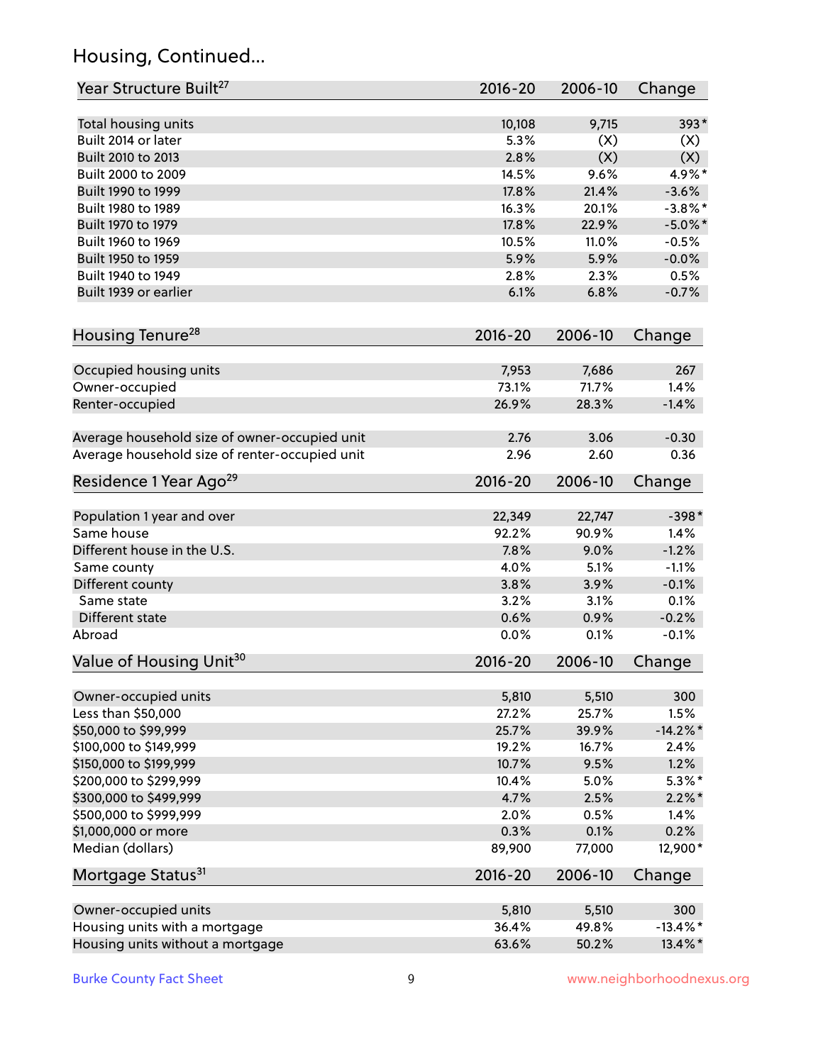## Housing, Continued...

| Year Structure Built[27] | 2016-20 | 2006-10 | Change |
|---|---|---|---|
| Total housing units | 10,108 | 9,715 | 393* |
| Built 2014 or later | 5.3% | (X) | (X) |
| Built 2010 to 2013 | 2.8% | (X) | (X) |
| Built 2000 to 2009 | 14.5% | 9.6% | 4.9%* |
| Built 1990 to 1999 | 17.8% | 21.4% | -3.6% |
| Built 1980 to 1989 | 16.3% | 20.1% | -3.8%* |
| Built 1970 to 1979 | 17.8% | 22.9% | -5.0%* |
| Built 1960 to 1969 | 10.5% | 11.0% | -0.5% |
| Built 1950 to 1959 | 5.9% | 5.9% | -0.0% |
| Built 1940 to 1949 | 2.8% | 2.3% | 0.5% |
| Built 1939 or earlier | 6.1% | 6.8% | -0.7% |

| Housing Tenure[28] | 2016-20 | 2006-10 | Change |
|---|---|---|---|
| Occupied housing units | 7,953 | 7,686 | 267 |
| Owner-occupied | 73.1% | 71.7% | 1.4% |
| Renter-occupied | 26.9% | 28.3% | -1.4% |
| Average household size of owner-occupied unit | 2.76 | 3.06 | -0.30 |
| Average household size of renter-occupied unit | 2.96 | 2.60 | 0.36 |

| Residence 1 Year Ago[29] | 2016-20 | 2006-10 | Change |
|---|---|---|---|
| Population 1 year and over | 22,349 | 22,747 | -398* |
| Same house | 92.2% | 90.9% | 1.4% |
| Different house in the U.S. | 7.8% | 9.0% | -1.2% |
| Same county | 4.0% | 5.1% | -1.1% |
| Different county | 3.8% | 3.9% | -0.1% |
| Same state | 3.2% | 3.1% | 0.1% |
| Different state | 0.6% | 0.9% | -0.2% |
| Abroad | 0.0% | 0.1% | -0.1% |

| Value of Housing Unit[30] | 2016-20 | 2006-10 | Change |
|---|---|---|---|
| Owner-occupied units | 5,810 | 5,510 | 300 |
| Less than $50,000 | 27.2% | 25.7% | 1.5% |
| $50,000 to $99,999 | 25.7% | 39.9% | -14.2%* |
| $100,000 to $149,999 | 19.2% | 16.7% | 2.4% |
| $150,000 to $199,999 | 10.7% | 9.5% | 1.2% |
| $200,000 to $299,999 | 10.4% | 5.0% | 5.3%* |
| $300,000 to $499,999 | 4.7% | 2.5% | 2.2%* |
| $500,000 to $999,999 | 2.0% | 0.5% | 1.4% |
| $1,000,000 or more | 0.3% | 0.1% | 0.2% |
| Median (dollars) | 89,900 | 77,000 | 12,900* |

| Mortgage Status[31] | 2016-20 | 2006-10 | Change |
|---|---|---|---|
| Owner-occupied units | 5,810 | 5,510 | 300 |
| Housing units with a mortgage | 36.4% | 49.8% | -13.4%* |
| Housing units without a mortgage | 63.6% | 50.2% | 13.4%* |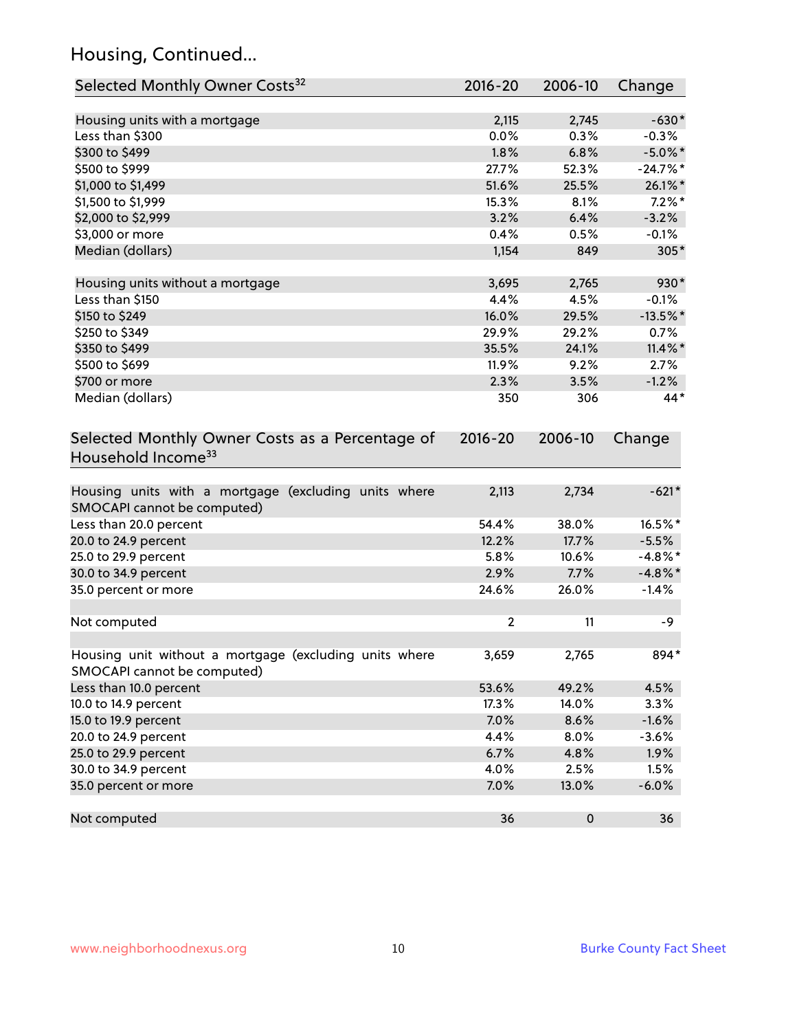## Housing, Continued...

| Selected Monthly Owner Costs[32] | 2016-20 | 2006-10 | Change |
|---|---|---|---|
| Housing units with a mortgage | 2,115 | 2,745 | -630* |
| Less than $300 | 0.0% | 0.3% | -0.3% |
| $300 to $499 | 1.8% | 6.8% | -5.0%* |
| $500 to $999 | 27.7% | 52.3% | -24.7%* |
| $1,000 to $1,499 | 51.6% | 25.5% | 26.1%* |
| $1,500 to $1,999 | 15.3% | 8.1% | 7.2%* |
| $2,000 to $2,999 | 3.2% | 6.4% | -3.2% |
| $3,000 or more | 0.4% | 0.5% | -0.1% |
| Median (dollars) | 1,154 | 849 | 305* |
| | | | |
| Housing units without a mortgage | 3,695 | 2,765 | 930* |
| Less than $150 | 4.4% | 4.5% | -0.1% |
| $150 to $249 | 16.0% | 29.5% | -13.5%* |
| $250 to $349 | 29.9% | 29.2% | 0.7% |
| $350 to $499 | 35.5% | 24.1% | 11.4%* |
| $500 to $699 | 11.9% | 9.2% | 2.7% |
| $700 or more | 2.3% | 3.5% | -1.2% |
| Median (dollars) | 350 | 306 | 44* |

| Selected Monthly Owner Costs as a Percentage of Household Income[33] | 2016-20 | 2006-10 | Change |
|---|---|---|---|
| Housing units with a mortgage (excluding units where SMOCAPI cannot be computed) | 2,113 | 2,734 | -621* |
| Less than 20.0 percent | 54.4% | 38.0% | 16.5%* |
| 20.0 to 24.9 percent | 12.2% | 17.7% | -5.5% |
| 25.0 to 29.9 percent | 5.8% | 10.6% | -4.8%* |
| 30.0 to 34.9 percent | 2.9% | 7.7% | -4.8%* |
| 35.0 percent or more | 24.6% | 26.0% | -1.4% |
| | | | |
| Not computed | 2 | 11 | -9 |
| | | | |
| Housing unit without a mortgage (excluding units where SMOCAPI cannot be computed) | 3,659 | 2,765 | 894* |
| Less than 10.0 percent | 53.6% | 49.2% | 4.5% |
| 10.0 to 14.9 percent | 17.3% | 14.0% | 3.3% |
| 15.0 to 19.9 percent | 7.0% | 8.6% | -1.6% |
| 20.0 to 24.9 percent | 4.4% | 8.0% | -3.6% |
| 25.0 to 29.9 percent | 6.7% | 4.8% | 1.9% |
| 30.0 to 34.9 percent | 4.0% | 2.5% | 1.5% |
| 35.0 percent or more | 7.0% | 13.0% | -6.0% |
| | | | |
| Not computed | 36 | 0 | 36 |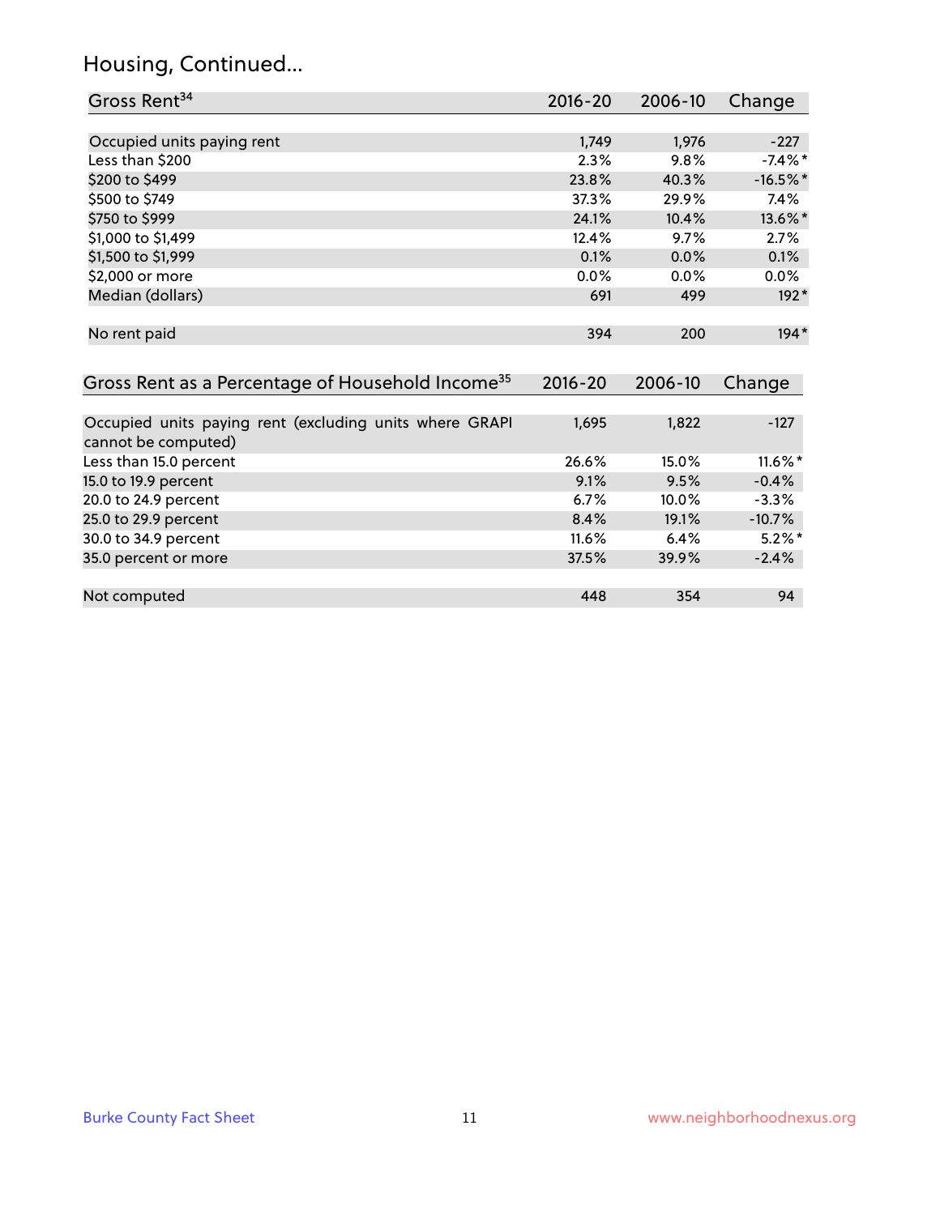## Housing, Continued...

| Gross Rent[34] | 2016-20 | 2006-10 | Change |
|---|---|---|---|
| Occupied units paying rent | 1,749 | 1,976 | -227 |
| Less than $200 | 2.3% | 9.8% | -7.4%* |
| $200 to $499 | 23.8% | 40.3% | -16.5%* |
| $500 to $749 | 37.3% | 29.9% | 7.4% |
| $750 to $999 | 24.1% | 10.4% | 13.6%* |
| $1,000 to $1,499 | 12.4% | 9.7% | 2.7% |
| $1,500 to $1,999 | 0.1% | 0.0% | 0.1% |
| $2,000 or more | 0.0% | 0.0% | 0.0% |
| Median (dollars) | 691 | 499 | 192* |
| No rent paid | 394 | 200 | 194* |

| Gross Rent as a Percentage of Household Income[35] | 2016-20 | 2006-10 | Change |
|---|---|---|---|
| Occupied units paying rent (excluding units where GRAPI cannot be computed) | 1,695 | 1,822 | -127 |
| Less than 15.0 percent | 26.6% | 15.0% | 11.6%* |
| 15.0 to 19.9 percent | 9.1% | 9.5% | -0.4% |
| 20.0 to 24.9 percent | 6.7% | 10.0% | -3.3% |
| 25.0 to 29.9 percent | 8.4% | 19.1% | -10.7% |
| 30.0 to 34.9 percent | 11.6% | 6.4% | 5.2%* |
| 35.0 percent or more | 37.5% | 39.9% | -2.4% |
| Not computed | 448 | 354 | 94 |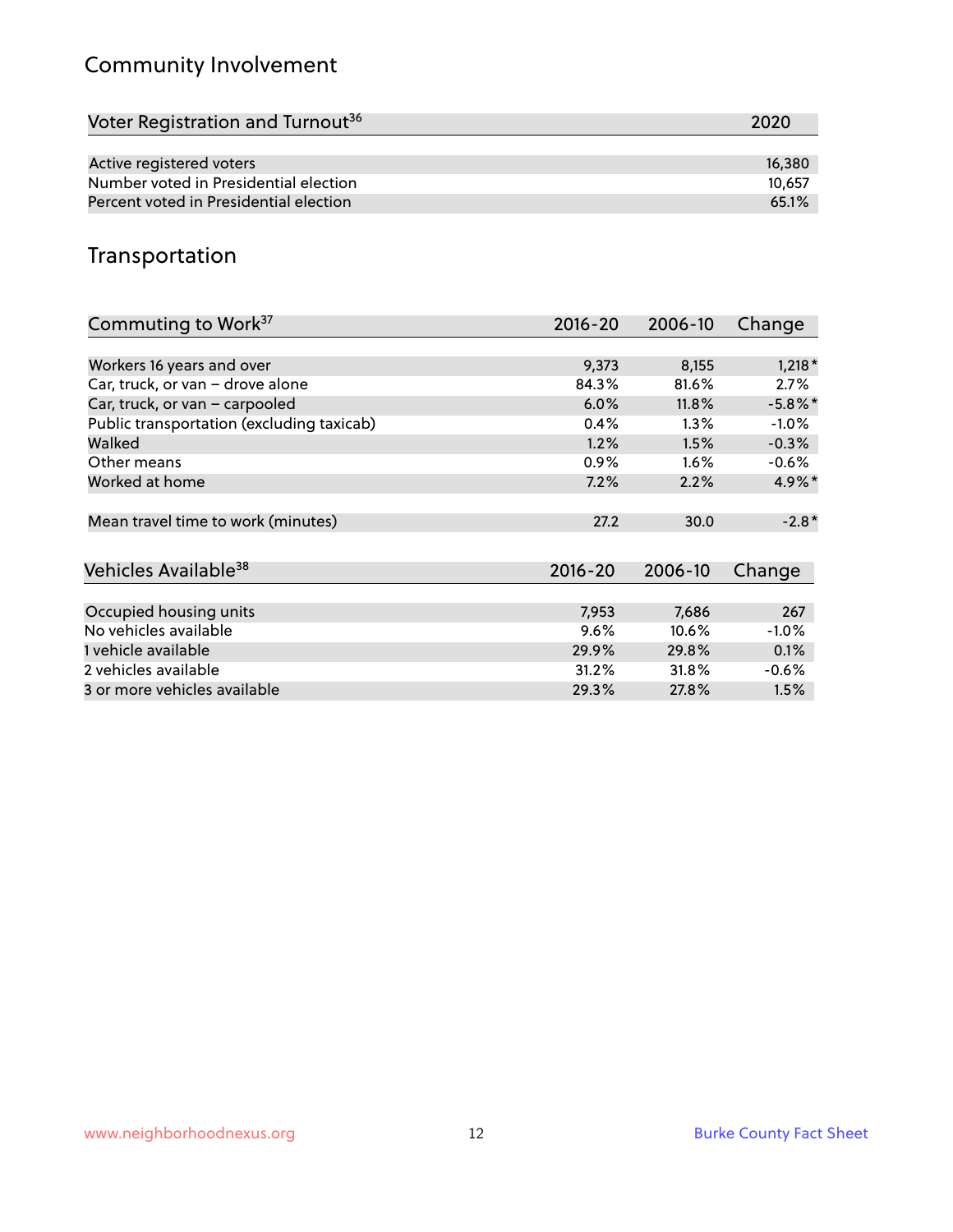## Community Involvement

| Voter Registration and Turnout[36] | 2020 |
|---|---|
| Active registered voters | 16,380 |
| Number voted in Presidential election | 10,657 |
| Percent voted in Presidential election | 65.1% |

## Transportation

| Commuting to Work[37] | 2016-20 | 2006-10 | Change |
|---|---|---|---|
| Workers 16 years and over | 9,373 | 8,155 | 1,218* |
| Car, truck, or van – drove alone | 84.3% | 81.6% | 2.7% |
| Car, truck, or van – carpooled | 6.0% | 11.8% | -5.8%* |
| Public transportation (excluding taxicab) | 0.4% | 1.3% | -1.0% |
| Walked | 1.2% | 1.5% | -0.3% |
| Other means | 0.9% | 1.6% | -0.6% |
| Worked at home | 7.2% | 2.2% | 4.9%* |
| Mean travel time to work (minutes) | 27.2 | 30.0 | -2.8* |

| Vehicles Available[38] | 2016-20 | 2006-10 | Change |
|---|---|---|---|
| Occupied housing units | 7,953 | 7,686 | 267 |
| No vehicles available | 9.6% | 10.6% | -1.0% |
| 1 vehicle available | 29.9% | 29.8% | 0.1% |
| 2 vehicles available | 31.2% | 31.8% | -0.6% |
| 3 or more vehicles available | 29.3% | 27.8% | 1.5% |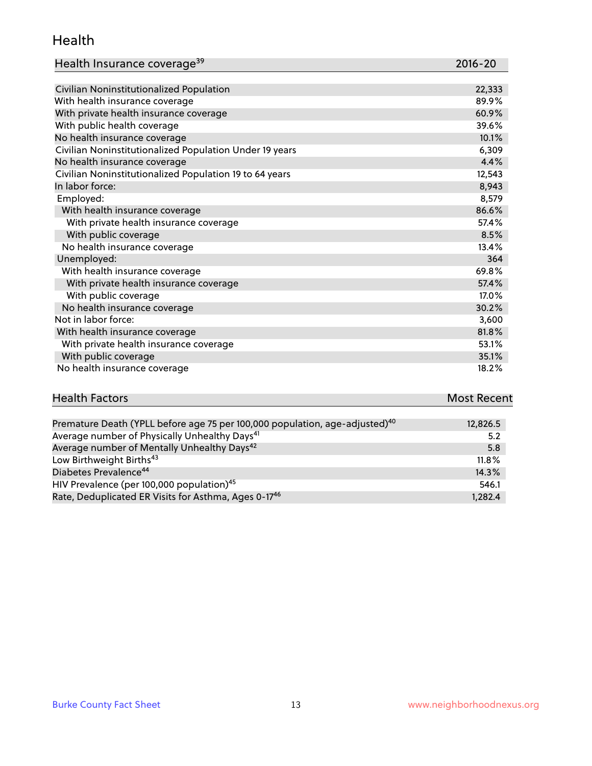## Health

| Health Insurance coverage[39] | 2016-20 |
|---|---|
| Civilian Noninstitutionalized Population | 22,333 |
| With health insurance coverage | 89.9% |
| With private health insurance coverage | 60.9% |
| With public health coverage | 39.6% |
| No health insurance coverage | 10.1% |
| Civilian Noninstitutionalized Population Under 19 years | 6,309 |
| No health insurance coverage | 4.4% |
| Civilian Noninstitutionalized Population 19 to 64 years | 12,543 |
| In labor force: | 8,943 |
| Employed: | 8,579 |
| With health insurance coverage | 86.6% |
| With private health insurance coverage | 57.4% |
| With public coverage | 8.5% |
| No health insurance coverage | 13.4% |
| Unemployed: | 364 |
| With health insurance coverage | 69.8% |
| With private health insurance coverage | 57.4% |
| With public coverage | 17.0% |
| No health insurance coverage | 30.2% |
| Not in labor force: | 3,600 |
| With health insurance coverage | 81.8% |
| With private health insurance coverage | 53.1% |
| With public coverage | 35.1% |
| No health insurance coverage | 18.2% |

| Health Factors | Most Recent |
|---|---|
| Premature Death (YPLL before age 75 per 100,000 population, age-adjusted)[40] | 12,826.5 |
| Average number of Physically Unhealthy Days[41] | 5.2 |
| Average number of Mentally Unhealthy Days[42] | 5.8 |
| Low Birthweight Births[43] | 11.8% |
| Diabetes Prevalence[44] | 14.3% |
| HIV Prevalence (per 100,000 population)[45] | 546.1 |
| Rate, Deduplicated ER Visits for Asthma, Ages 0-17[46] | 1,282.4 |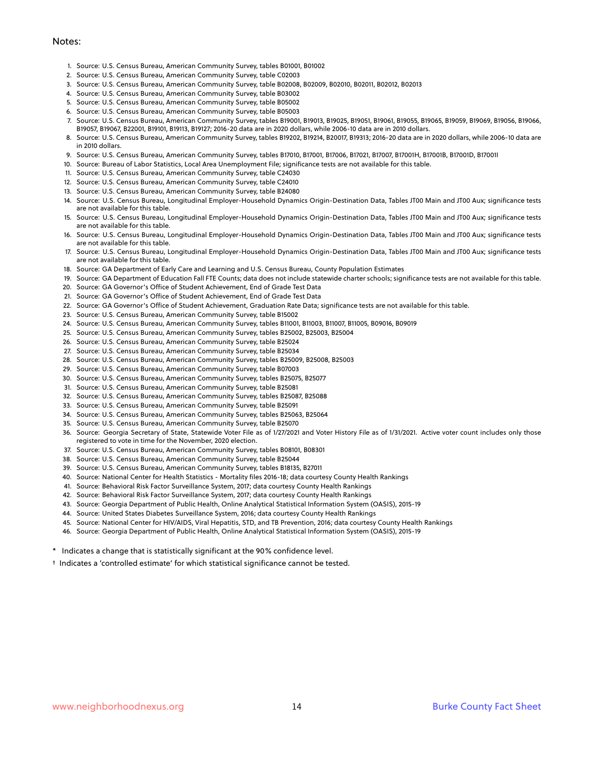Notes:

1. Source: U.S. Census Bureau, American Community Survey, tables B01001, B01002
2. Source: U.S. Census Bureau, American Community Survey, table C02003
3. Source: U.S. Census Bureau, American Community Survey, table B02008, B02009, B02010, B02011, B02012, B02013
4. Source: U.S. Census Bureau, American Community Survey, table B03002
5. Source: U.S. Census Bureau, American Community Survey, table B05002
6. Source: U.S. Census Bureau, American Community Survey, table B05003
7. Source: U.S. Census Bureau, American Community Survey, tables B19001, B19013, B19025, B19051, B19061, B19055, B19065, B19059, B19069, B19056, B19066, B19057, B19067, B22001, B19101, B19113, B19127; 2016-20 data are in 2020 dollars, while 2006-10 data are in 2010 dollars.
8. Source: U.S. Census Bureau, American Community Survey, tables B19202, B19214, B20017, B19313; 2016-20 data are in 2020 dollars, while 2006-10 data are in 2010 dollars.
9. Source: U.S. Census Bureau, American Community Survey, tables B17010, B17001, B17006, B17021, B17007, B17001H, B17001B, B17001D, B17001I
10. Source: Bureau of Labor Statistics, Local Area Unemployment File; significance tests are not available for this table.
11. Source: U.S. Census Bureau, American Community Survey, table C24030
12. Source: U.S. Census Bureau, American Community Survey, table C24010
13. Source: U.S. Census Bureau, American Community Survey, table B24080
14. Source: U.S. Census Bureau, Longitudinal Employer-Household Dynamics Origin-Destination Data, Tables JT00 Main and JT00 Aux; significance tests are not available for this table.
15. Source: U.S. Census Bureau, Longitudinal Employer-Household Dynamics Origin-Destination Data, Tables JT00 Main and JT00 Aux; significance tests are not available for this table.
16. Source: U.S. Census Bureau, Longitudinal Employer-Household Dynamics Origin-Destination Data, Tables JT00 Main and JT00 Aux; significance tests are not available for this table.
17. Source: U.S. Census Bureau, Longitudinal Employer-Household Dynamics Origin-Destination Data, Tables JT00 Main and JT00 Aux; significance tests are not available for this table.
18. Source: GA Department of Early Care and Learning and U.S. Census Bureau, County Population Estimates
19. Source: GA Department of Education Fall FTE Counts; data does not include statewide charter schools; significance tests are not available for this table.
20. Source: GA Governor's Office of Student Achievement, End of Grade Test Data
21. Source: GA Governor's Office of Student Achievement, End of Grade Test Data
22. Source: GA Governor's Office of Student Achievement, Graduation Rate Data; significance tests are not available for this table.
23. Source: U.S. Census Bureau, American Community Survey, table B15002
24. Source: U.S. Census Bureau, American Community Survey, tables B11001, B11003, B11007, B11005, B09016, B09019
25. Source: U.S. Census Bureau, American Community Survey, tables B25002, B25003, B25004
26. Source: U.S. Census Bureau, American Community Survey, table B25024
27. Source: U.S. Census Bureau, American Community Survey, table B25034
28. Source: U.S. Census Bureau, American Community Survey, tables B25009, B25008, B25003
29. Source: U.S. Census Bureau, American Community Survey, table B07003
30. Source: U.S. Census Bureau, American Community Survey, tables B25075, B25077
31. Source: U.S. Census Bureau, American Community Survey, table B25081
32. Source: U.S. Census Bureau, American Community Survey, tables B25087, B25088
33. Source: U.S. Census Bureau, American Community Survey, table B25091
34. Source: U.S. Census Bureau, American Community Survey, tables B25063, B25064
35. Source: U.S. Census Bureau, American Community Survey, table B25070
36. Source: Georgia Secretary of State, Statewide Voter File as of 1/27/2021 and Voter History File as of 1/31/2021. Active voter count includes only those registered to vote in time for the November, 2020 election.
37. Source: U.S. Census Bureau, American Community Survey, tables B08101, B08301
38. Source: U.S. Census Bureau, American Community Survey, table B25044
39. Source: U.S. Census Bureau, American Community Survey, tables B18135, B27011
40. Source: National Center for Health Statistics - Mortality files 2016-18; data courtesy County Health Rankings
41. Source: Behavioral Risk Factor Surveillance System, 2017; data courtesy County Health Rankings
42. Source: Behavioral Risk Factor Surveillance System, 2017; data courtesy County Health Rankings
43. Source: Georgia Department of Public Health, Online Analytical Statistical Information System (OASIS), 2015-19
44. Source: United States Diabetes Surveillance System, 2016; data courtesy County Health Rankings
45. Source: National Center for HIV/AIDS, Viral Hepatitis, STD, and TB Prevention, 2016; data courtesy County Health Rankings
46. Source: Georgia Department of Public Health, Online Analytical Statistical Information System (OASIS), 2015-19

\* Indicates a change that is statistically significant at the 90% confidence level.

† Indicates a 'controlled estimate' for which statistical significance cannot be tested.